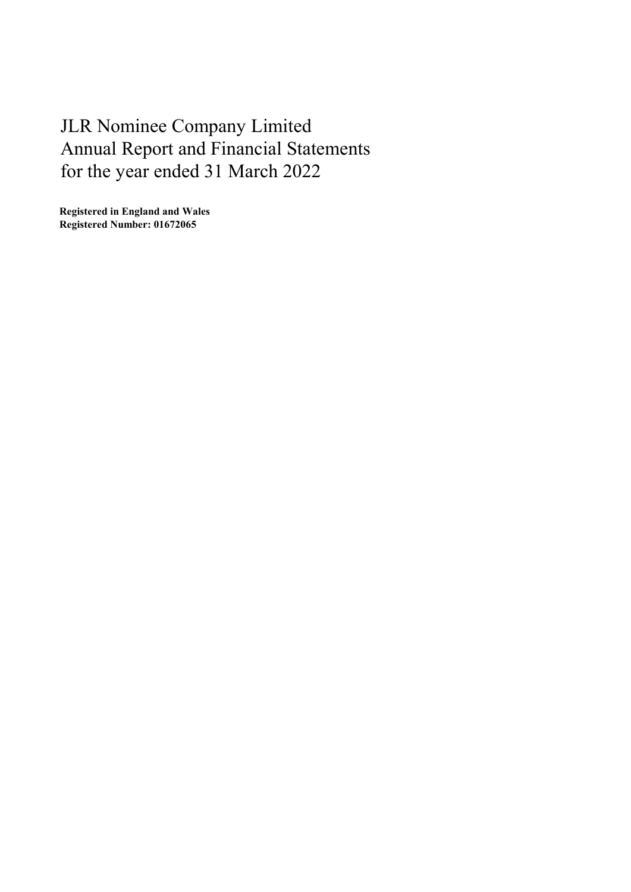# JLR Nominee Company Limited
# Annual Report and Financial Statements
# for the year ended 31 March 2022

**Registered in England and Wales**
**Registered Number: 01672065**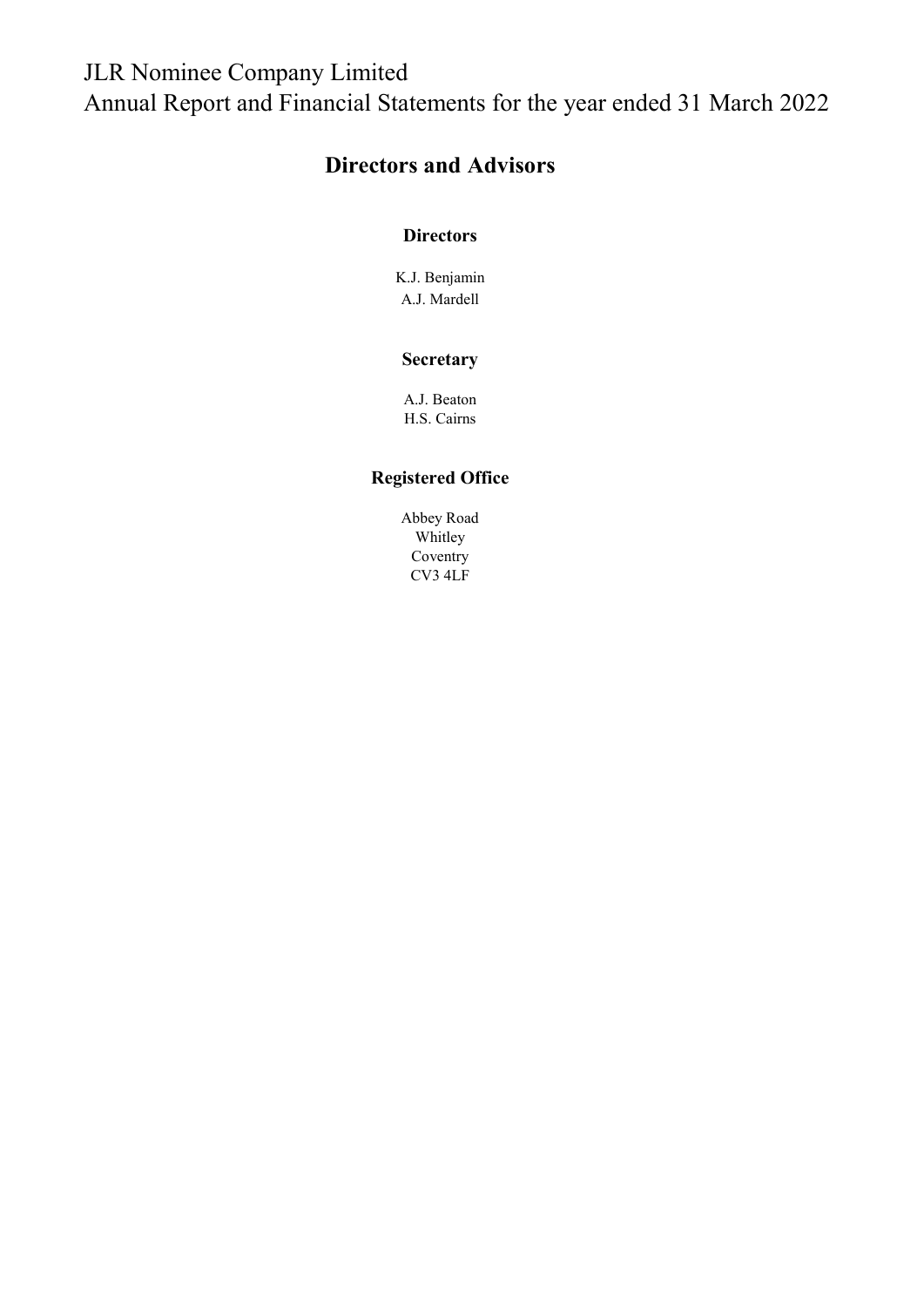# JLR Nominee Company Limited
Annual Report and Financial Statements for the year ended 31 March 2022

## Directors and Advisors

### Directors

K.J. Benjamin
A.J. Mardell

### Secretary

A.J. Beaton
H.S. Cairns

### Registered Office

Abbey Road
Whitley
Coventry
CV3 4LF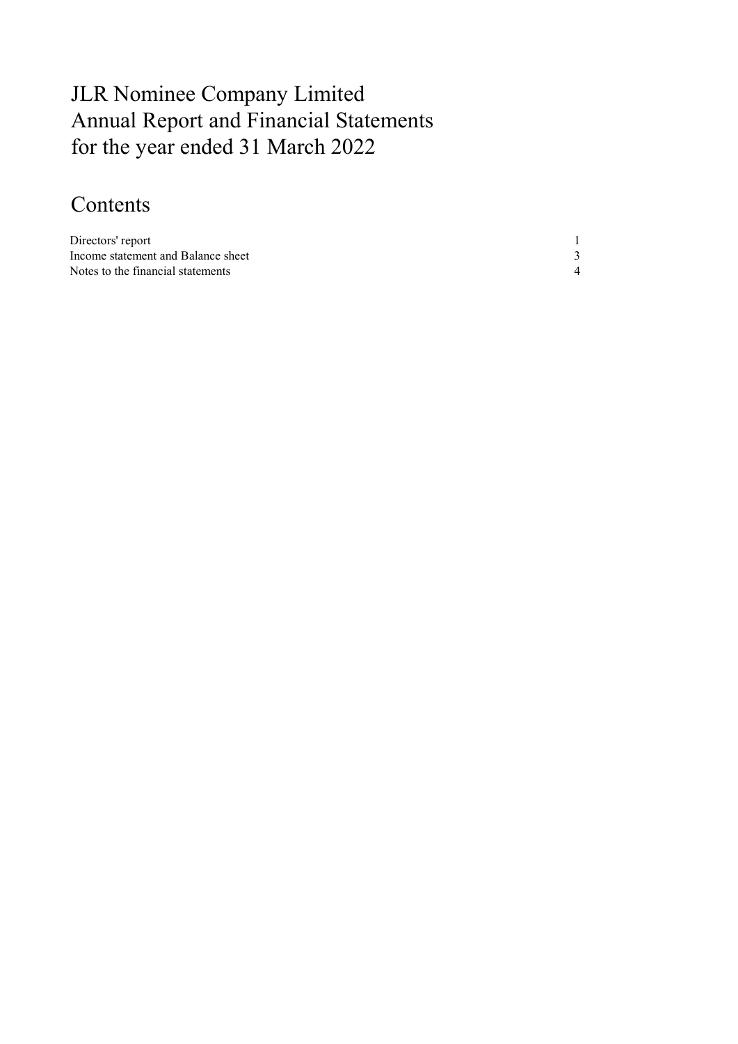# JLR Nominee Company Limited
# Annual Report and Financial Statements
# for the year ended 31 March 2022

## Contents

| | |
|---|---|
| Directors' report | 1 |
| Income statement and Balance sheet | 3 |
| Notes to the financial statements | 4 |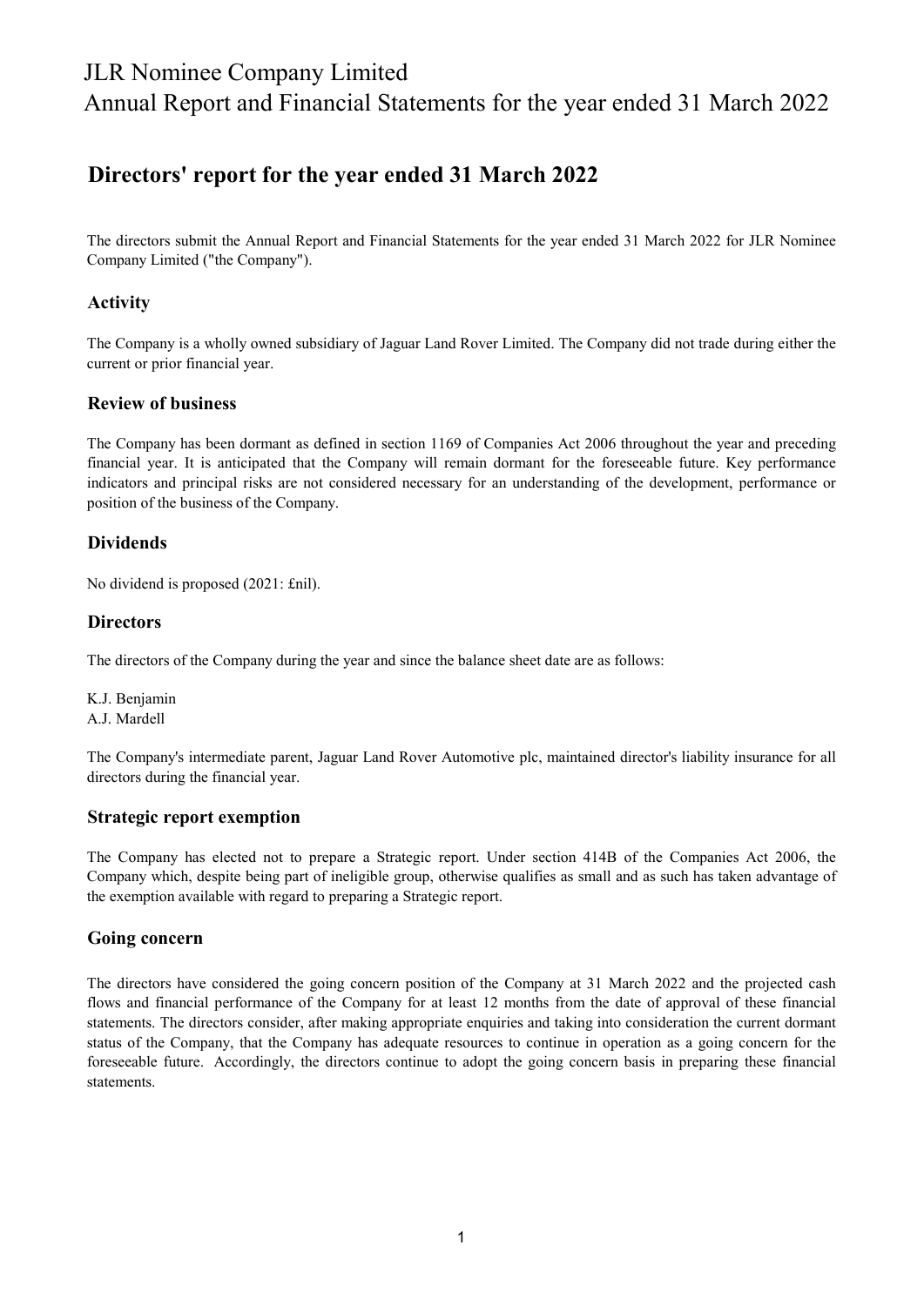# Directors' report for the year ended 31 March 2022

The directors submit the Annual Report and Financial Statements for the year ended 31 March 2022 for JLR Nominee Company Limited ("the Company").

## Activity

The Company is a wholly owned subsidiary of Jaguar Land Rover Limited. The Company did not trade during either the current or prior financial year.

## Review of business

The Company has been dormant as defined in section 1169 of Companies Act 2006 throughout the year and preceding financial year. It is anticipated that the Company will remain dormant for the foreseeable future. Key performance indicators and principal risks are not considered necessary for an understanding of the development, performance or position of the business of the Company.

## Dividends

No dividend is proposed (2021: £nil).

## Directors

The directors of the Company during the year and since the balance sheet date are as follows:

K.J. Benjamin
A.J. Mardell

The Company's intermediate parent, Jaguar Land Rover Automotive plc, maintained director's liability insurance for all directors during the financial year.

## Strategic report exemption

The Company has elected not to prepare a Strategic report. Under section 414B of the Companies Act 2006, the Company which, despite being part of ineligible group, otherwise qualifies as small and as such has taken advantage of the exemption available with regard to preparing a Strategic report.

## Going concern

The directors have considered the going concern position of the Company at 31 March 2022 and the projected cash flows and financial performance of the Company for at least 12 months from the date of approval of these financial statements. The directors consider, after making appropriate enquiries and taking into consideration the current dormant status of the Company, that the Company has adequate resources to continue in operation as a going concern for the foreseeable future. Accordingly, the directors continue to adopt the going concern basis in preparing these financial statements.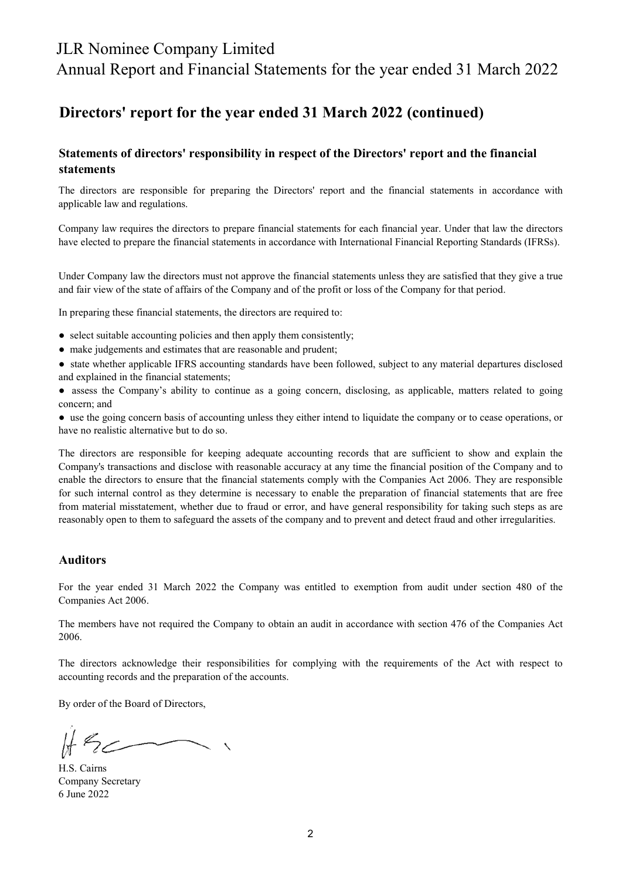# JLR Nominee Company Limited
Annual Report and Financial Statements for the year ended 31 March 2022

## Directors' report for the year ended 31 March 2022 (continued)

### Statements of directors' responsibility in respect of the Directors' report and the financial statements

The directors are responsible for preparing the Directors' report and the financial statements in accordance with applicable law and regulations.

Company law requires the directors to prepare financial statements for each financial year. Under that law the directors have elected to prepare the financial statements in accordance with International Financial Reporting Standards (IFRSs).

Under Company law the directors must not approve the financial statements unless they are satisfied that they give a true and fair view of the state of affairs of the Company and of the profit or loss of the Company for that period.

In preparing these financial statements, the directors are required to:

- select suitable accounting policies and then apply them consistently;
- make judgements and estimates that are reasonable and prudent;
- state whether applicable IFRS accounting standards have been followed, subject to any material departures disclosed and explained in the financial statements;
- assess the Company's ability to continue as a going concern, disclosing, as applicable, matters related to going concern; and
- use the going concern basis of accounting unless they either intend to liquidate the company or to cease operations, or have no realistic alternative but to do so.

The directors are responsible for keeping adequate accounting records that are sufficient to show and explain the Company's transactions and disclose with reasonable accuracy at any time the financial position of the Company and to enable the directors to ensure that the financial statements comply with the Companies Act 2006. They are responsible for such internal control as they determine is necessary to enable the preparation of financial statements that are free from material misstatement, whether due to fraud or error, and have general responsibility for taking such steps as are reasonably open to them to safeguard the assets of the company and to prevent and detect fraud and other irregularities.

### Auditors

For the year ended 31 March 2022 the Company was entitled to exemption from audit under section 480 of the Companies Act 2006.

The members have not required the Company to obtain an audit in accordance with section 476 of the Companies Act 2006.

The directors acknowledge their responsibilities for complying with the requirements of the Act with respect to accounting records and the preparation of the accounts.

By order of the Board of Directors,

H.S. Cairns
Company Secretary
6 June 2022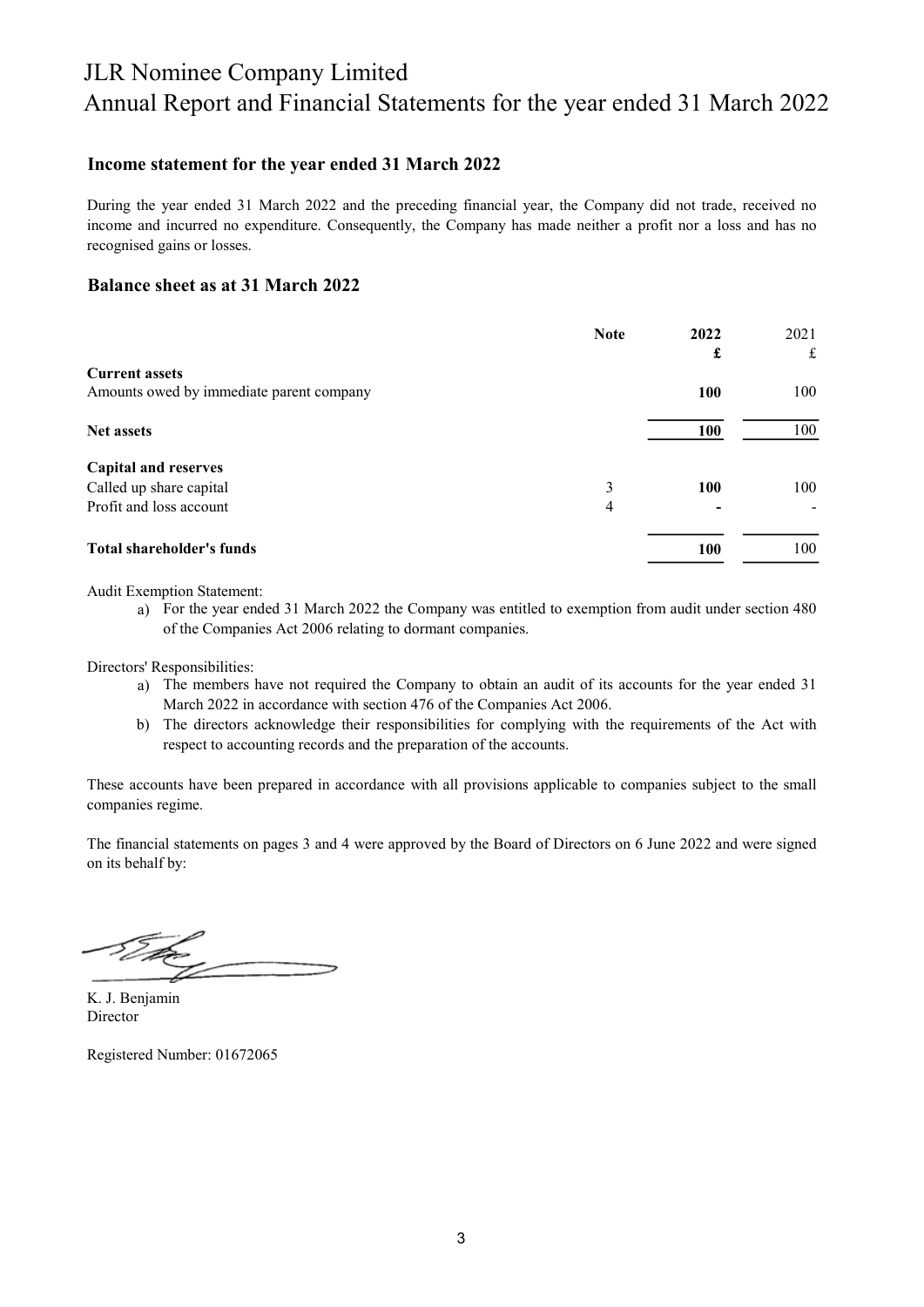## Income statement for the year ended 31 March 2022

During the year ended 31 March 2022 and the preceding financial year, the Company did not trade, received no income and incurred no expenditure. Consequently, the Company has made neither a profit nor a loss and has no recognised gains or losses.

## Balance sheet as at 31 March 2022

| | Note | 2022 £ | 2021 £ |
|---|---|---|---|
| **Current assets** | | | |
| Amounts owed by immediate parent company | | **100** | 100 |
| **Net assets** | | **100** | 100 |
| **Capital and reserves** | | | |
| Called up share capital | 3 | **100** | 100 |
| Profit and loss account | 4 | **-** | - |
| **Total shareholder's funds** | | **100** | 100 |

Audit Exemption Statement:

a) For the year ended 31 March 2022 the Company was entitled to exemption from audit under section 480 of the Companies Act 2006 relating to dormant companies.

Directors' Responsibilities:

a) The members have not required the Company to obtain an audit of its accounts for the year ended 31 March 2022 in accordance with section 476 of the Companies Act 2006.
b) The directors acknowledge their responsibilities for complying with the requirements of the Act with respect to accounting records and the preparation of the accounts.

These accounts have been prepared in accordance with all provisions applicable to companies subject to the small companies regime.

The financial statements on pages 3 and 4 were approved by the Board of Directors on 6 June 2022 and were signed on its behalf by:

K. J. Benjamin
Director

Registered Number: 01672065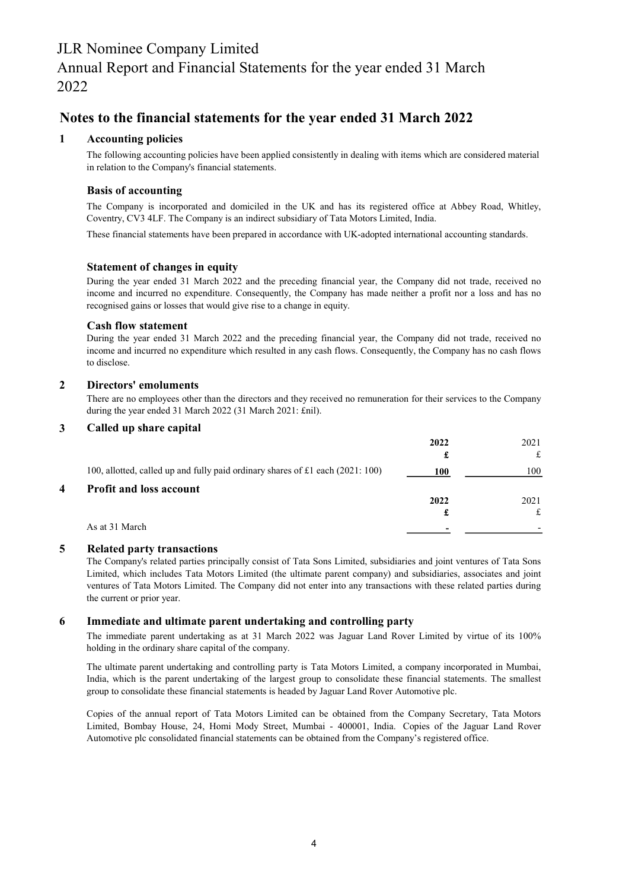# Notes to the financial statements for the year ended 31 March 2022

## 1 Accounting policies

The following accounting policies have been applied consistently in dealing with items which are considered material in relation to the Company's financial statements.

### Basis of accounting

The Company is incorporated and domiciled in the UK and has its registered office at Abbey Road, Whitley, Coventry, CV3 4LF. The Company is an indirect subsidiary of Tata Motors Limited, India.

These financial statements have been prepared in accordance with UK-adopted international accounting standards.

### Statement of changes in equity

During the year ended 31 March 2022 and the preceding financial year, the Company did not trade, received no income and incurred no expenditure. Consequently, the Company has made neither a profit nor a loss and has no recognised gains or losses that would give rise to a change in equity.

### Cash flow statement

During the year ended 31 March 2022 and the preceding financial year, the Company did not trade, received no income and incurred no expenditure which resulted in any cash flows. Consequently, the Company has no cash flows to disclose.

## 2 Directors' emoluments

There are no employees other than the directors and they received no remuneration for their services to the Company during the year ended 31 March 2022 (31 March 2021: £nil).

## 3 Called up share capital

| | 2022 | 2021 |
|---|---|---|
| | £ | £ |
| 100, allotted, called up and fully paid ordinary shares of £1 each (2021: 100) | 100 | 100 |

## 4 Profit and loss account

| | 2022 | 2021 |
|---|---|---|
| | £ | £ |
| As at 31 March | - | - |

## 5 Related party transactions

The Company's related parties principally consist of Tata Sons Limited, subsidiaries and joint ventures of Tata Sons Limited, which includes Tata Motors Limited (the ultimate parent company) and subsidiaries, associates and joint ventures of Tata Motors Limited. The Company did not enter into any transactions with these related parties during the current or prior year.

## 6 Immediate and ultimate parent undertaking and controlling party

The immediate parent undertaking as at 31 March 2022 was Jaguar Land Rover Limited by virtue of its 100% holding in the ordinary share capital of the company.

The ultimate parent undertaking and controlling party is Tata Motors Limited, a company incorporated in Mumbai, India, which is the parent undertaking of the largest group to consolidate these financial statements. The smallest group to consolidate these financial statements is headed by Jaguar Land Rover Automotive plc.

Copies of the annual report of Tata Motors Limited can be obtained from the Company Secretary, Tata Motors Limited, Bombay House, 24, Homi Mody Street, Mumbai - 400001, India. Copies of the Jaguar Land Rover Automotive plc consolidated financial statements can be obtained from the Company's registered office.